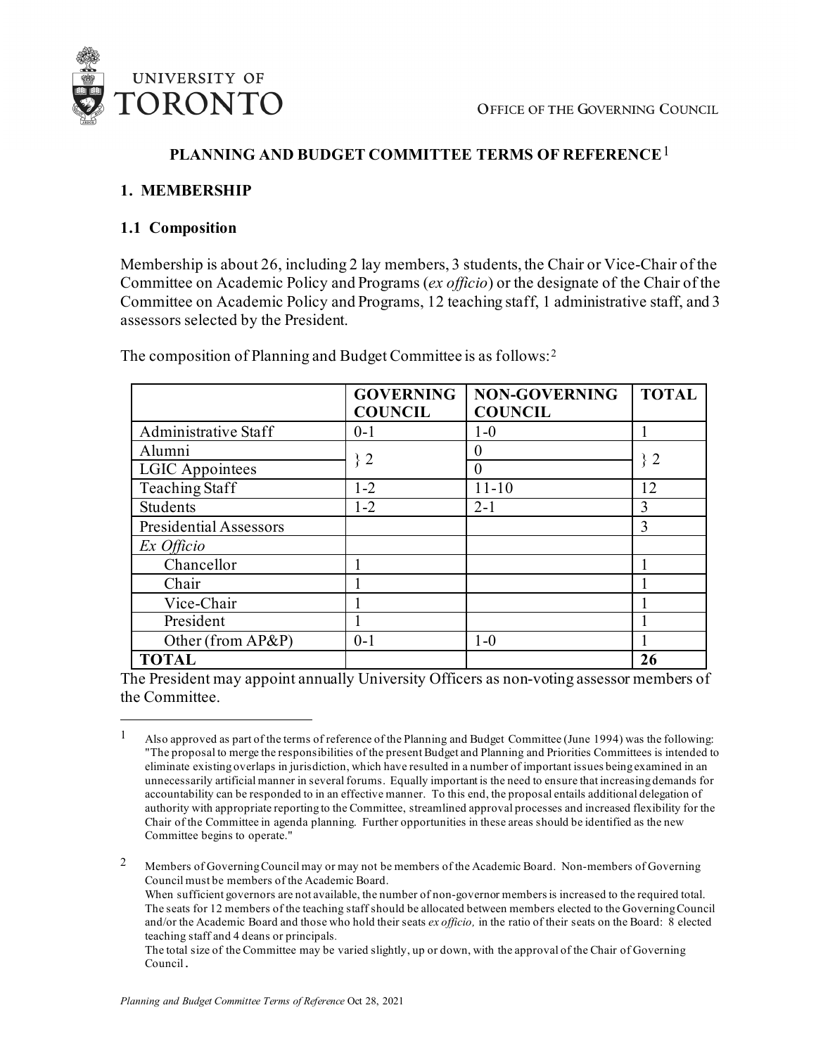OFFICE OF THE GOVERNING COUNCIL

# PLANNING AND BUDGET COMMITTEE TERMS OF REFERENCE[1]

## 1. MEMBERSHIP

### 1.1 Composition

Membership is about 26, including 2 lay members, 3 students, the Chair or Vice-Chair of the Committee on Academic Policy and Programs (*ex officio*) or the designate of the Chair of the Committee on Academic Policy and Programs, 12 teaching staff, 1 administrative staff, and 3 assessors selected by the President.

The composition of Planning and Budget Committee is as follows:[2]

| | GOVERNING COUNCIL | NON-GOVERNING COUNCIL | TOTAL |
|---|---|---|---|
| Administrative Staff | 0-1 | 1-0 | 1 |
| Alumni | } 2 | 0 | } 2 |
| LGIC Appointees | | 0 | |
| Teaching Staff | 1-2 | 11-10 | 12 |
| Students | 1-2 | 2-1 | 3 |
| Presidential Assessors | | | 3 |
| *Ex Officio* | | | |
| Chancellor | 1 | | 1 |
| Chair | 1 | | 1 |
| Vice-Chair | 1 | | 1 |
| President | 1 | | 1 |
| Other (from AP&P) | 0-1 | 1-0 | 1 |
| **TOTAL** | | | **26** |

The President may appoint annually University Officers as non-voting assessor members of the Committee.

---

[1] Also approved as part of the terms of reference of the Planning and Budget Committee (June 1994) was the following: "The proposal to merge the responsibilities of the present Budget and Planning and Priorities Committees is intended to eliminate existing overlaps in jurisdiction, which have resulted in a number of important issues being examined in an unnecessarily artificial manner in several forums. Equally important is the need to ensure that increasing demands for accountability can be responded to in an effective manner. To this end, the proposal entails additional delegation of authority with appropriate reporting to the Committee, streamlined approval processes and increased flexibility for the Chair of the Committee in agenda planning. Further opportunities in these areas should be identified as the new Committee begins to operate."

[2] Members of Governing Council may or may not be members of the Academic Board. Non-members of Governing Council must be members of the Academic Board.
When sufficient governors are not available, the number of non-governor members is increased to the required total.
The seats for 12 members of the teaching staff should be allocated between members elected to the Governing Council and/or the Academic Board and those who hold their seats *ex officio,* in the ratio of their seats on the Board: 8 elected teaching staff and 4 deans or principals.
The total size of the Committee may be varied slightly, up or down, with the approval of the Chair of Governing Council.

*Planning and Budget Committee Terms of Reference* Oct 28, 2021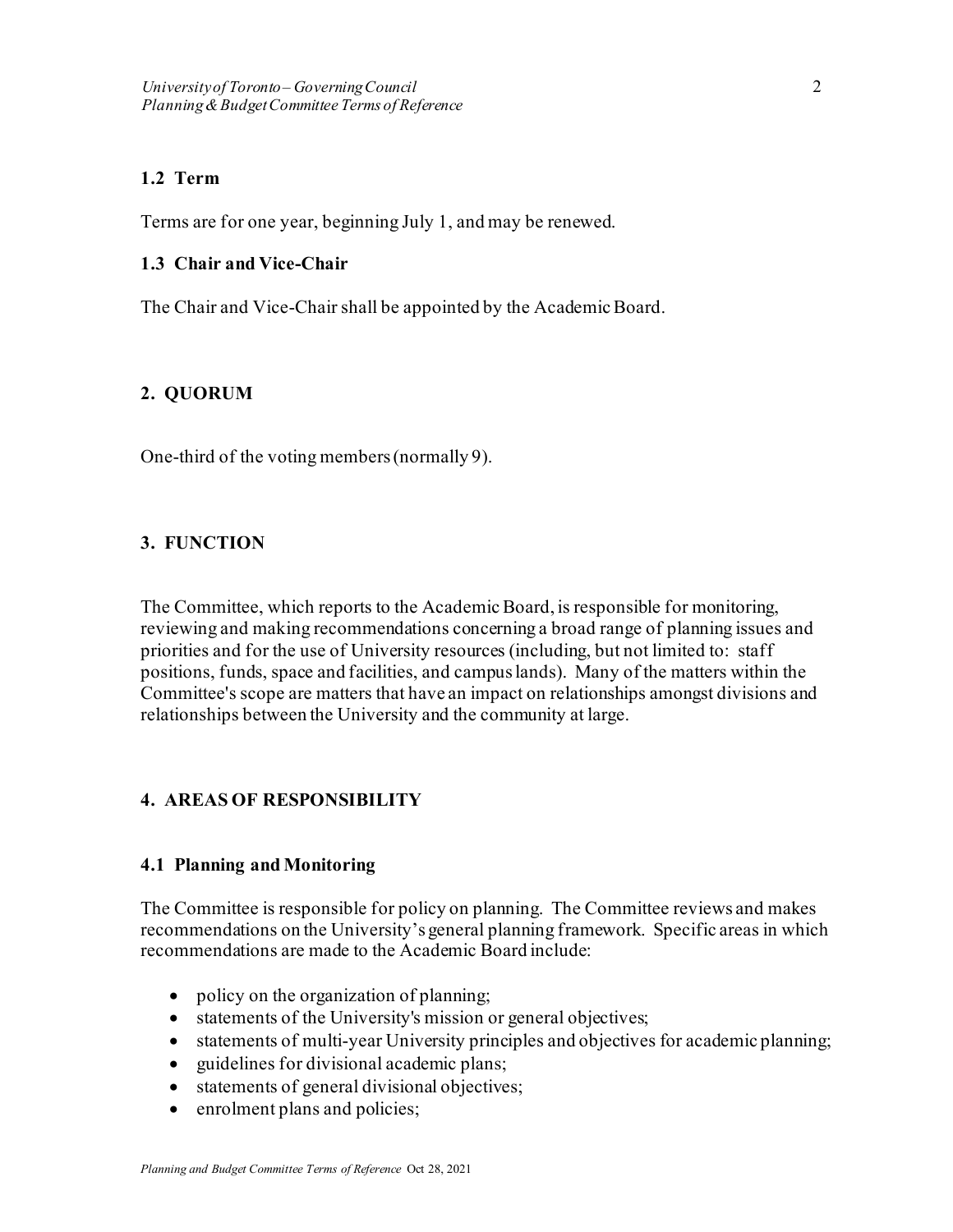### 1.2 Term

Terms are for one year, beginning July 1, and may be renewed.

### 1.3 Chair and Vice-Chair

The Chair and Vice-Chair shall be appointed by the Academic Board.

## 2. QUORUM

One-third of the voting members (normally 9).

## 3. FUNCTION

The Committee, which reports to the Academic Board, is responsible for monitoring, reviewing and making recommendations concerning a broad range of planning issues and priorities and for the use of University resources (including, but not limited to: staff positions, funds, space and facilities, and campus lands). Many of the matters within the Committee's scope are matters that have an impact on relationships amongst divisions and relationships between the University and the community at large.

## 4. AREAS OF RESPONSIBILITY

### 4.1 Planning and Monitoring

The Committee is responsible for policy on planning. The Committee reviews and makes recommendations on the University's general planning framework. Specific areas in which recommendations are made to the Academic Board include:

- policy on the organization of planning;
- statements of the University's mission or general objectives;
- statements of multi-year University principles and objectives for academic planning;
- guidelines for divisional academic plans;
- statements of general divisional objectives;
- enrolment plans and policies;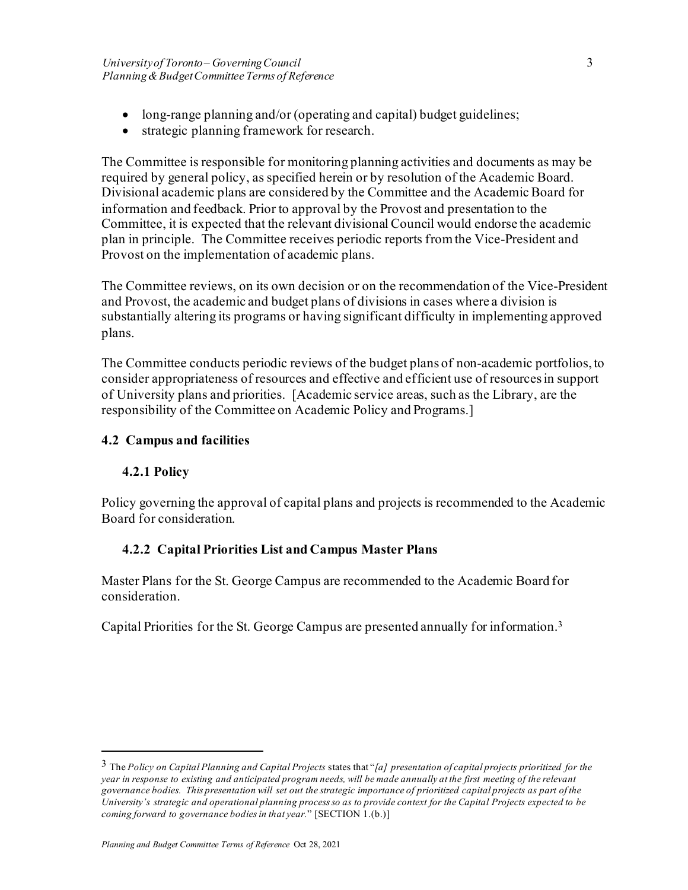- long-range planning and/or (operating and capital) budget guidelines;
- strategic planning framework for research.

The Committee is responsible for monitoring planning activities and documents as may be required by general policy, as specified herein or by resolution of the Academic Board. Divisional academic plans are considered by the Committee and the Academic Board for information and feedback. Prior to approval by the Provost and presentation to the Committee, it is expected that the relevant divisional Council would endorse the academic plan in principle. The Committee receives periodic reports from the Vice-President and Provost on the implementation of academic plans.

The Committee reviews, on its own decision or on the recommendation of the Vice-President and Provost, the academic and budget plans of divisions in cases where a division is substantially altering its programs or having significant difficulty in implementing approved plans.

The Committee conducts periodic reviews of the budget plans of non-academic portfolios, to consider appropriateness of resources and effective and efficient use of resources in support of University plans and priorities. [Academic service areas, such as the Library, are the responsibility of the Committee on Academic Policy and Programs.]

### 4.2 Campus and facilities

#### 4.2.1 Policy

Policy governing the approval of capital plans and projects is recommended to the Academic Board for consideration.

#### 4.2.2 Capital Priorities List and Campus Master Plans

Master Plans for the St. George Campus are recommended to the Academic Board for consideration.

Capital Priorities for the St. George Campus are presented annually for information.[3]

---

[3] The *Policy on Capital Planning and Capital Projects* states that "*[a] presentation of capital projects prioritized for the year in response to existing and anticipated program needs, will be made annually at the first meeting of the relevant governance bodies. This presentation will set out the strategic importance of prioritized capital projects as part of the University's strategic and operational planning process so as to provide context for the Capital Projects expected to be coming forward to governance bodies in that year.*" [SECTION 1.(b.)]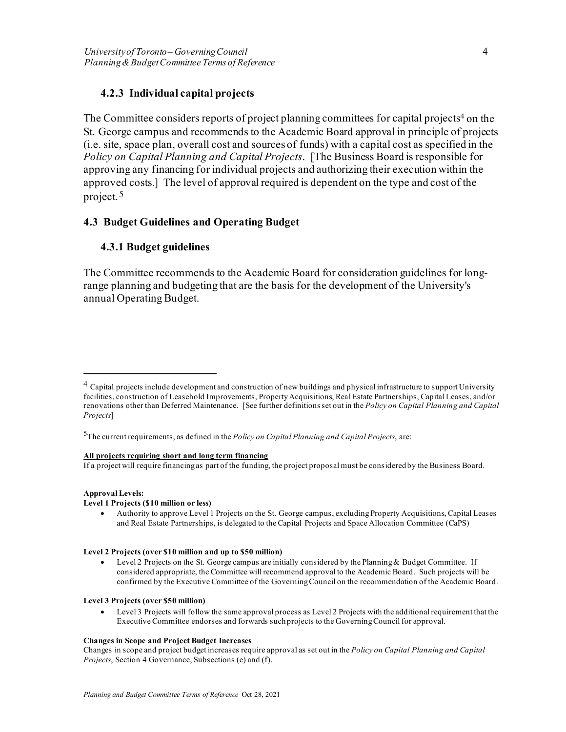### 4.2.3 Individual capital projects

The Committee considers reports of project planning committees for capital projects[4] on the St. George campus and recommends to the Academic Board approval in principle of projects (i.e. site, space plan, overall cost and sources of funds) with a capital cost as specified in the *Policy on Capital Planning and Capital Projects*. [The Business Board is responsible for approving any financing for individual projects and authorizing their execution within the approved costs.] The level of approval required is dependent on the type and cost of the project.[5]

## 4.3 Budget Guidelines and Operating Budget

### 4.3.1 Budget guidelines

The Committee recommends to the Academic Board for consideration guidelines for long-range planning and budgeting that are the basis for the development of the University's annual Operating Budget.

---

[4] Capital projects include development and construction of new buildings and physical infrastructure to support University facilities, construction of Leasehold Improvements, Property Acquisitions, Real Estate Partnerships, Capital Leases, and/or renovations other than Deferred Maintenance. [See further definitions set out in the *Policy on Capital Planning and Capital Projects*]

[5] The current requirements, as defined in the *Policy on Capital Planning and Capital Projects*, are:

**All projects requiring short and long term financing**
If a project will require financing as part of the funding, the project proposal must be considered by the Business Board.

**Approval Levels:**
**Level 1 Projects ($10 million or less)**

- Authority to approve Level 1 Projects on the St. George campus, excluding Property Acquisitions, Capital Leases and Real Estate Partnerships, is delegated to the Capital Projects and Space Allocation Committee (CaPS)

**Level 2 Projects (over $10 million and up to $50 million)**

- Level 2 Projects on the St. George campus are initially considered by the Planning & Budget Committee. If considered appropriate, the Committee will recommend approval to the Academic Board. Such projects will be confirmed by the Executive Committee of the Governing Council on the recommendation of the Academic Board.

**Level 3 Projects (over $50 million)**

- Level 3 Projects will follow the same approval process as Level 2 Projects with the additional requirement that the Executive Committee endorses and forwards such projects to the Governing Council for approval.

**Changes in Scope and Project Budget Increases**
Changes in scope and project budget increases require approval as set out in the *Policy on Capital Planning and Capital Projects*, Section 4 Governance, Subsections (e) and (f).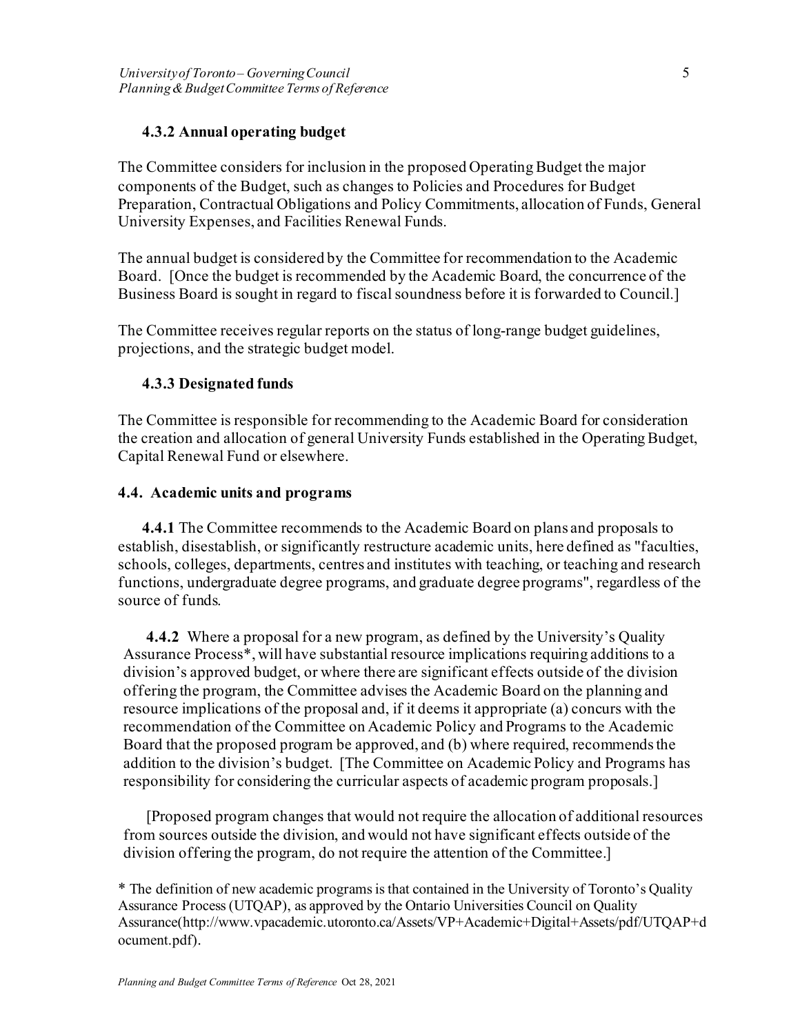### 4.3.2 Annual operating budget

The Committee considers for inclusion in the proposed Operating Budget the major components of the Budget, such as changes to Policies and Procedures for Budget Preparation, Contractual Obligations and Policy Commitments, allocation of Funds, General University Expenses, and Facilities Renewal Funds.

The annual budget is considered by the Committee for recommendation to the Academic Board. [Once the budget is recommended by the Academic Board, the concurrence of the Business Board is sought in regard to fiscal soundness before it is forwarded to Council.]

The Committee receives regular reports on the status of long-range budget guidelines, projections, and the strategic budget model.

### 4.3.3 Designated funds

The Committee is responsible for recommending to the Academic Board for consideration the creation and allocation of general University Funds established in the Operating Budget, Capital Renewal Fund or elsewhere.

## 4.4. Academic units and programs

**4.4.1** The Committee recommends to the Academic Board on plans and proposals to establish, disestablish, or significantly restructure academic units, here defined as "faculties, schools, colleges, departments, centres and institutes with teaching, or teaching and research functions, undergraduate degree programs, and graduate degree programs", regardless of the source of funds.

**4.4.2** Where a proposal for a new program, as defined by the University's Quality Assurance Process*, will have substantial resource implications requiring additions to a division's approved budget, or where there are significant effects outside of the division offering the program, the Committee advises the Academic Board on the planning and resource implications of the proposal and, if it deems it appropriate (a) concurs with the recommendation of the Committee on Academic Policy and Programs to the Academic Board that the proposed program be approved, and (b) where required, recommends the addition to the division's budget. [The Committee on Academic Policy and Programs has responsibility for considering the curricular aspects of academic program proposals.]

[Proposed program changes that would not require the allocation of additional resources from sources outside the division, and would not have significant effects outside of the division offering the program, do not require the attention of the Committee.]

* The definition of new academic programs is that contained in the University of Toronto's Quality Assurance Process (UTQAP), as approved by the Ontario Universities Council on Quality Assurance(http://www.vpacademic.utoronto.ca/Assets/VP+Academic+Digital+Assets/pdf/UTQAP+document.pdf).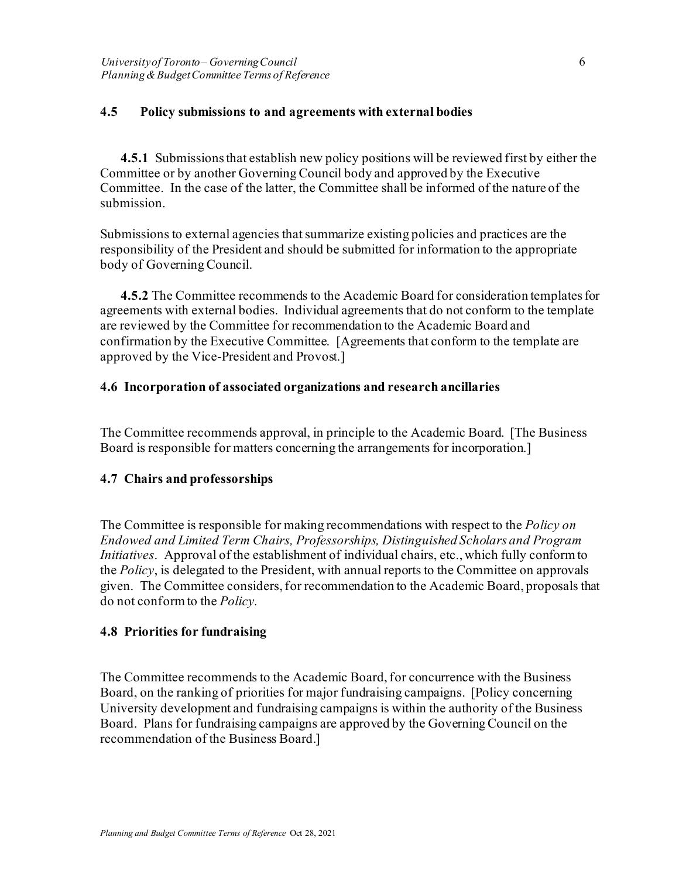### 4.5 Policy submissions to and agreements with external bodies

**4.5.1** Submissions that establish new policy positions will be reviewed first by either the Committee or by another Governing Council body and approved by the Executive Committee. In the case of the latter, the Committee shall be informed of the nature of the submission.

Submissions to external agencies that summarize existing policies and practices are the responsibility of the President and should be submitted for information to the appropriate body of Governing Council.

**4.5.2** The Committee recommends to the Academic Board for consideration templates for agreements with external bodies. Individual agreements that do not conform to the template are reviewed by the Committee for recommendation to the Academic Board and confirmation by the Executive Committee. [Agreements that conform to the template are approved by the Vice-President and Provost.]

### 4.6 Incorporation of associated organizations and research ancillaries

The Committee recommends approval, in principle to the Academic Board. [The Business Board is responsible for matters concerning the arrangements for incorporation.]

### 4.7 Chairs and professorships

The Committee is responsible for making recommendations with respect to the *Policy on Endowed and Limited Term Chairs, Professorships, Distinguished Scholars and Program Initiatives*. Approval of the establishment of individual chairs, etc., which fully conform to the *Policy*, is delegated to the President, with annual reports to the Committee on approvals given. The Committee considers, for recommendation to the Academic Board, proposals that do not conform to the *Policy*.

### 4.8 Priorities for fundraising

The Committee recommends to the Academic Board, for concurrence with the Business Board, on the ranking of priorities for major fundraising campaigns. [Policy concerning University development and fundraising campaigns is within the authority of the Business Board. Plans for fundraising campaigns are approved by the Governing Council on the recommendation of the Business Board.]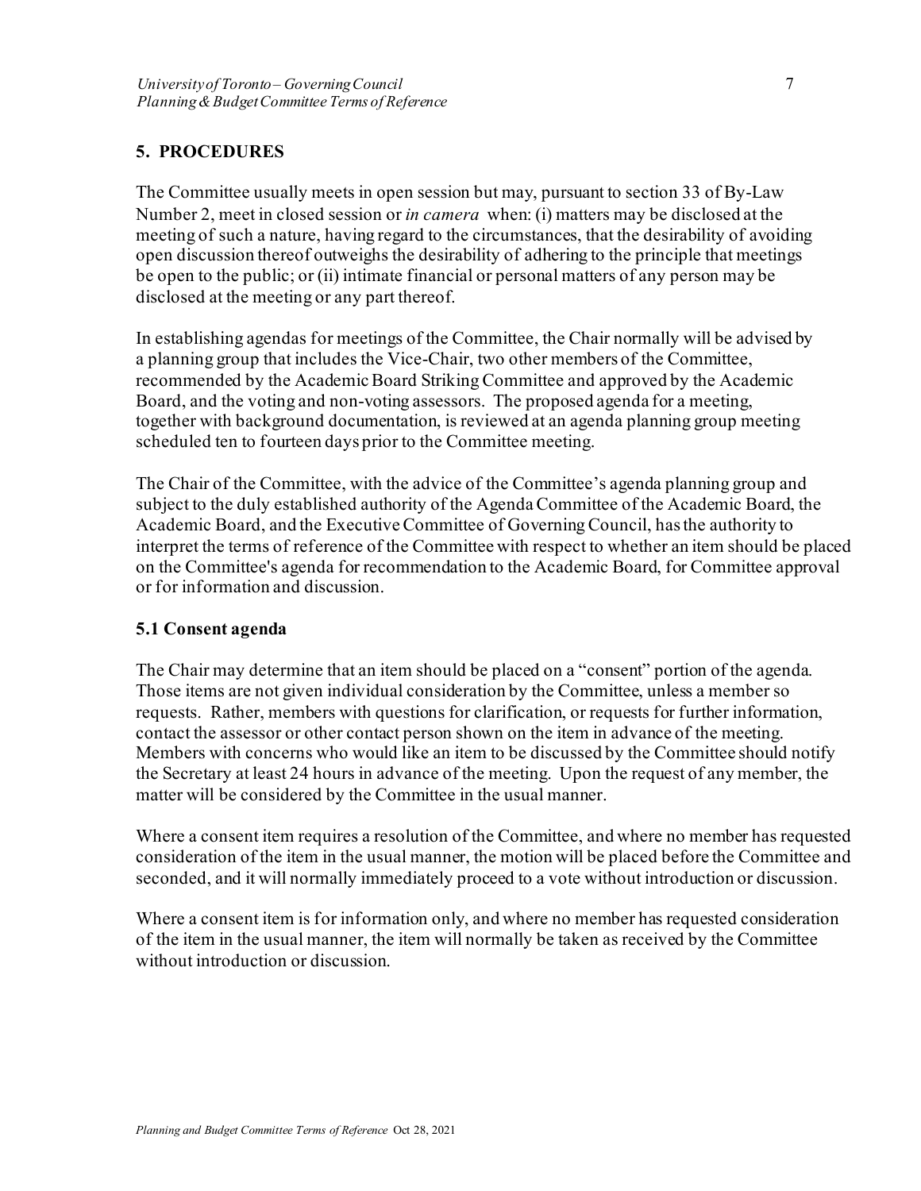## 5. PROCEDURES

The Committee usually meets in open session but may, pursuant to section 33 of By-Law Number 2, meet in closed session or *in camera* when: (i) matters may be disclosed at the meeting of such a nature, having regard to the circumstances, that the desirability of avoiding open discussion thereof outweighs the desirability of adhering to the principle that meetings be open to the public; or (ii) intimate financial or personal matters of any person may be disclosed at the meeting or any part thereof.

In establishing agendas for meetings of the Committee, the Chair normally will be advised by a planning group that includes the Vice-Chair, two other members of the Committee, recommended by the Academic Board Striking Committee and approved by the Academic Board, and the voting and non-voting assessors. The proposed agenda for a meeting, together with background documentation, is reviewed at an agenda planning group meeting scheduled ten to fourteen days prior to the Committee meeting.

The Chair of the Committee, with the advice of the Committee's agenda planning group and subject to the duly established authority of the Agenda Committee of the Academic Board, the Academic Board, and the Executive Committee of Governing Council, has the authority to interpret the terms of reference of the Committee with respect to whether an item should be placed on the Committee's agenda for recommendation to the Academic Board, for Committee approval or for information and discussion.

### 5.1 Consent agenda

The Chair may determine that an item should be placed on a "consent" portion of the agenda. Those items are not given individual consideration by the Committee, unless a member so requests. Rather, members with questions for clarification, or requests for further information, contact the assessor or other contact person shown on the item in advance of the meeting. Members with concerns who would like an item to be discussed by the Committee should notify the Secretary at least 24 hours in advance of the meeting. Upon the request of any member, the matter will be considered by the Committee in the usual manner.

Where a consent item requires a resolution of the Committee, and where no member has requested consideration of the item in the usual manner, the motion will be placed before the Committee and seconded, and it will normally immediately proceed to a vote without introduction or discussion.

Where a consent item is for information only, and where no member has requested consideration of the item in the usual manner, the item will normally be taken as received by the Committee without introduction or discussion.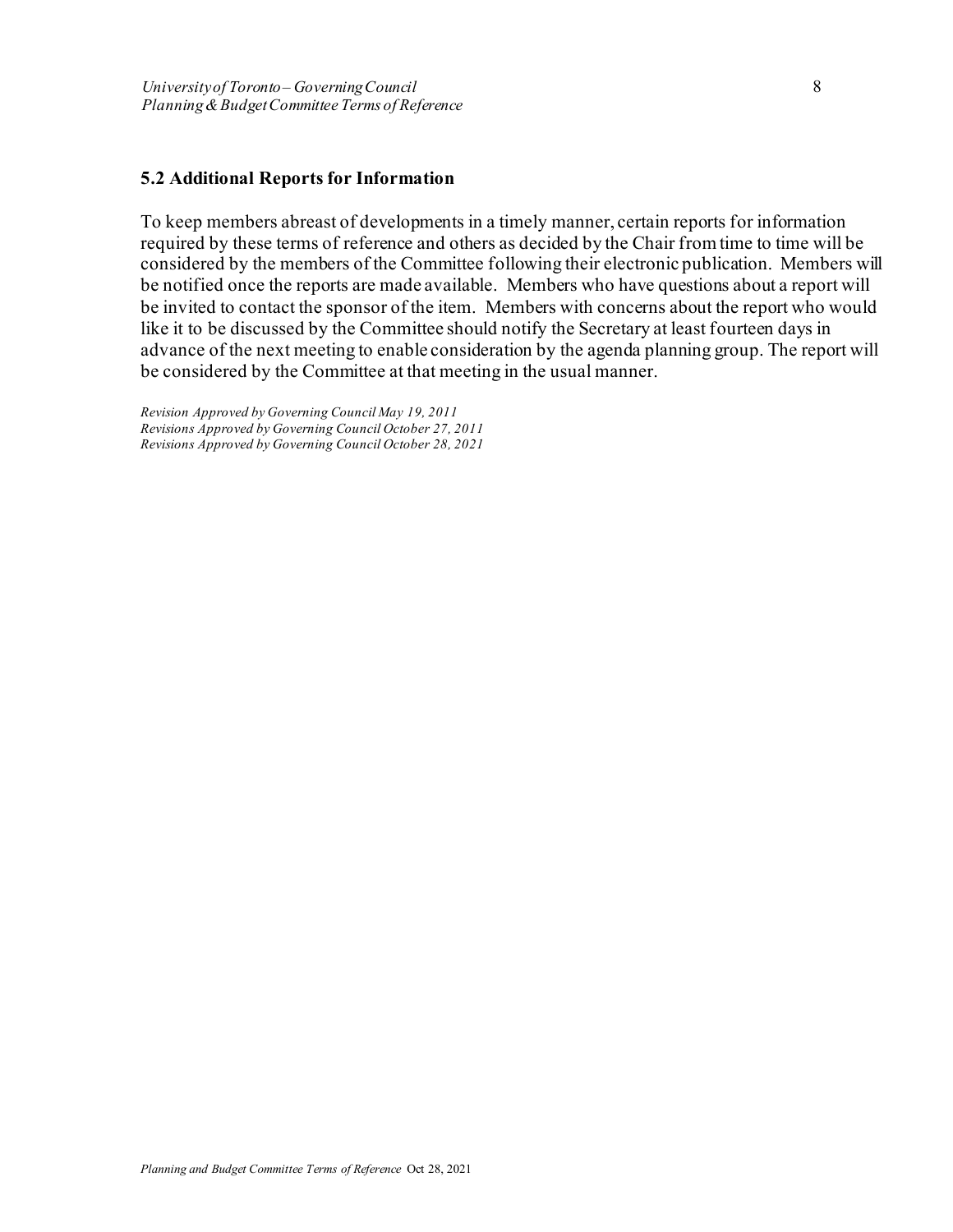### 5.2 Additional Reports for Information

To keep members abreast of developments in a timely manner, certain reports for information required by these terms of reference and others as decided by the Chair from time to time will be considered by the members of the Committee following their electronic publication. Members will be notified once the reports are made available. Members who have questions about a report will be invited to contact the sponsor of the item. Members with concerns about the report who would like it to be discussed by the Committee should notify the Secretary at least fourteen days in advance of the next meeting to enable consideration by the agenda planning group. The report will be considered by the Committee at that meeting in the usual manner.

*Revision Approved by Governing Council May 19, 2011*
*Revisions Approved by Governing Council October 27, 2011*
*Revisions Approved by Governing Council October 28, 2021*